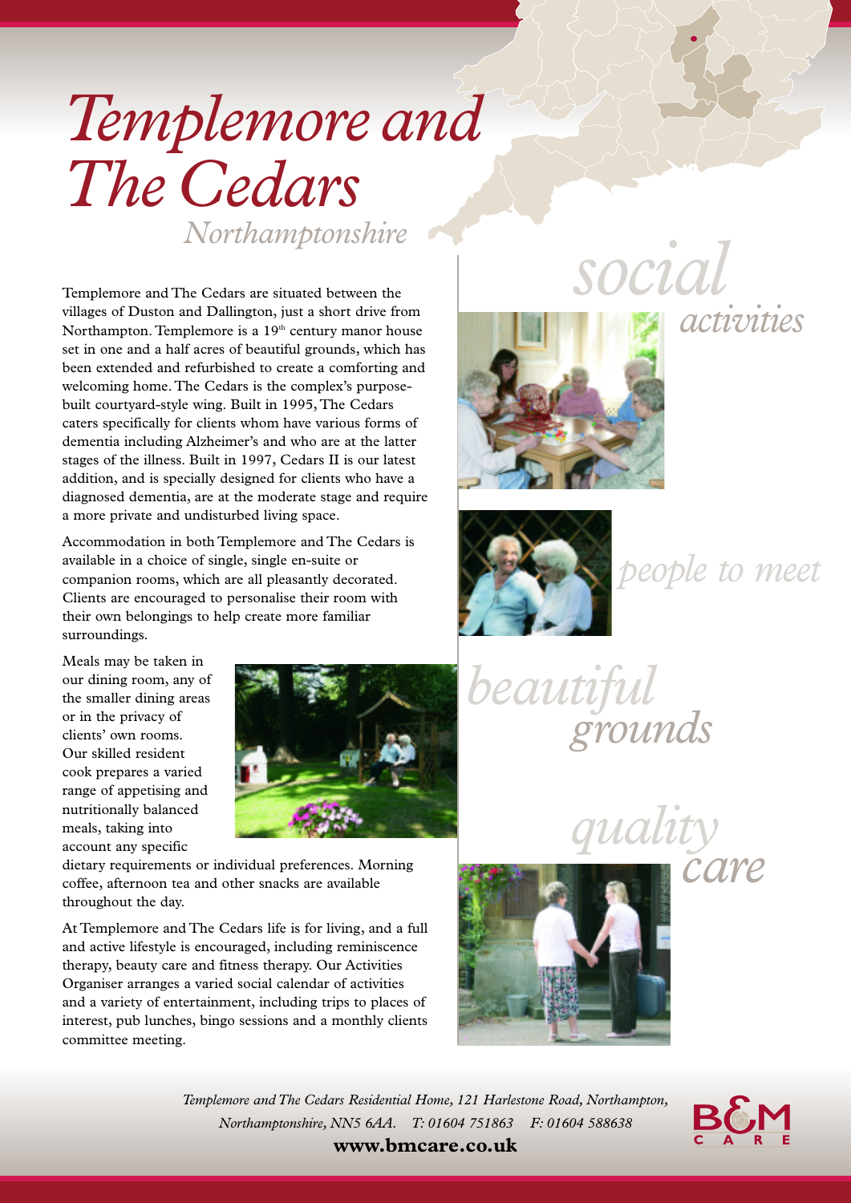# Templemore and The Cedars

*Northamptonshire*

Templemore and The Cedars are situated between the villages of Duston and Dallington, just a short drive from Northampton. Templemore is a 19th century manor house set in one and a half acres of beautiful grounds, which has been extended and refurbished to create a comforting and welcoming home. The Cedars is the complex's purpose-built courtyard-style wing. Built in 1995, The Cedars caters specifically for clients whom have various forms of dementia including Alzheimer's and who are at the latter stages of the illness. Built in 1997, Cedars II is our latest addition, and is specially designed for clients who have a diagnosed dementia, are at the moderate stage and require a more private and undisturbed living space.

Accommodation in both Templemore and The Cedars is available in a choice of single, single en-suite or companion rooms, which are all pleasantly decorated. Clients are encouraged to personalise their room with their own belongings to help create more familiar surroundings.

Meals may be taken in our dining room, any of the smaller dining areas or in the privacy of clients' own rooms. Our skilled resident cook prepares a varied range of appetising and nutritionally balanced meals, taking into account any specific dietary requirements or individual preferences. Morning coffee, afternoon tea and other snacks are available throughout the day.

At Templemore and The Cedars life is for living, and a full and active lifestyle is encouraged, including reminiscence therapy, beauty care and fitness therapy. Our Activities Organiser arranges a varied social calendar of activities and a variety of entertainment, including trips to places of interest, pub lunches, bingo sessions and a monthly clients committee meeting.

*social activities*

*people to meet*

*beautiful grounds*

*quality care*

*Templemore and The Cedars Residential Home, 121 Harlestone Road, Northampton, Northamptonshire, NN5 6AA. T: 01604 751863 F: 01604 588638*

**www.bmcare.co.uk**

B&M CARE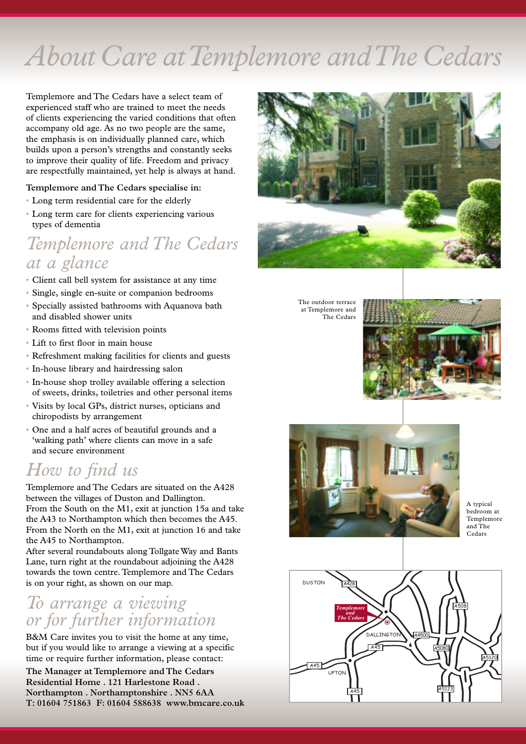# About Care at Templemore and The Cedars

Templemore and The Cedars have a select team of experienced staff who are trained to meet the needs of clients experiencing the varied conditions that often accompany old age. As no two people are the same, the emphasis is on individually planned care, which builds upon a person's strengths and constantly seeks to improve their quality of life. Freedom and privacy are respectfully maintained, yet help is always at hand.

**Templemore and The Cedars specialise in:**

- Long term residential care for the elderly
- Long term care for clients experiencing various types of dementia

## Templemore and The Cedars at a glance

- Client call bell system for assistance at any time
- Single, single en-suite or companion bedrooms
- Specially assisted bathrooms with Aquanova bath and disabled shower units
- Rooms fitted with television points
- Lift to first floor in main house
- Refreshment making facilities for clients and guests
- In-house library and hairdressing salon
- In-house shop trolley available offering a selection of sweets, drinks, toiletries and other personal items
- Visits by local GPs, district nurses, opticians and chiropodists by arrangement
- One and a half acres of beautiful grounds and a 'walking path' where clients can move in a safe and secure environment

## How to find us

Templemore and The Cedars are situated on the A428 between the villages of Duston and Dallington.
From the South on the M1, exit at junction 15a and take the A43 to Northampton which then becomes the A45.
From the North on the M1, exit at junction 16 and take the A45 to Northampton.
After several roundabouts along Tollgate Way and Bants Lane, turn right at the roundabout adjoining the A428 towards the town centre. Templemore and The Cedars is on your right, as shown on our map.

## To arrange a viewing or for further information

B&M Care invites you to visit the home at any time, but if you would like to arrange a viewing at a specific time or require further information, please contact:

**The Manager at Templemore and The Cedars**
**Residential Home . 121 Harlestone Road .**
**Northampton . Northamptonshire . NN5 6AA**
**T: 01604 751863 F: 01604 588638 www.bmcare.co.uk**

The outdoor terrace at Templemore and The Cedars

A typical bedroom at Templemore and The Cedars

DUSTON
A428
Templemore and The Cedars
A508
DALLINGTON
A4500
A45
A5080
A5120
A45
UPTON
A45
A5123